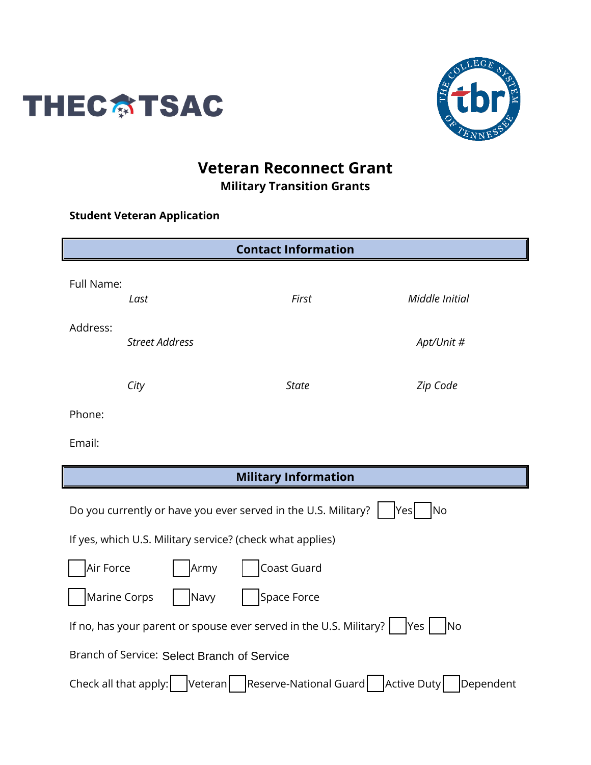THEC TSAC

THE COLLEGE SYSTEM OF TENNESSEE tbr

# Veteran Reconnect Grant

## Military Transition Grants

**Student Veteran Application**

### Contact Information

Full Name:

*Last* *First* *Middle Initial*

Address:

*Street Address* *Apt/Unit #*

*City* *State* *Zip Code*

Phone:

Email:

### Military Information

Do you currently or have you ever served in the U.S. Military? ☐ Yes ☐ No

If yes, which U.S. Military service? (check what applies)

☐ Air Force ☐ Army ☐ Coast Guard

☐ Marine Corps ☐ Navy ☐ Space Force

If no, has your parent or spouse ever served in the U.S. Military? ☐ Yes ☐ No

Branch of Service: Select Branch of Service

Check all that apply: ☐ Veteran ☐ Reserve-National Guard ☐ Active Duty ☐ Dependent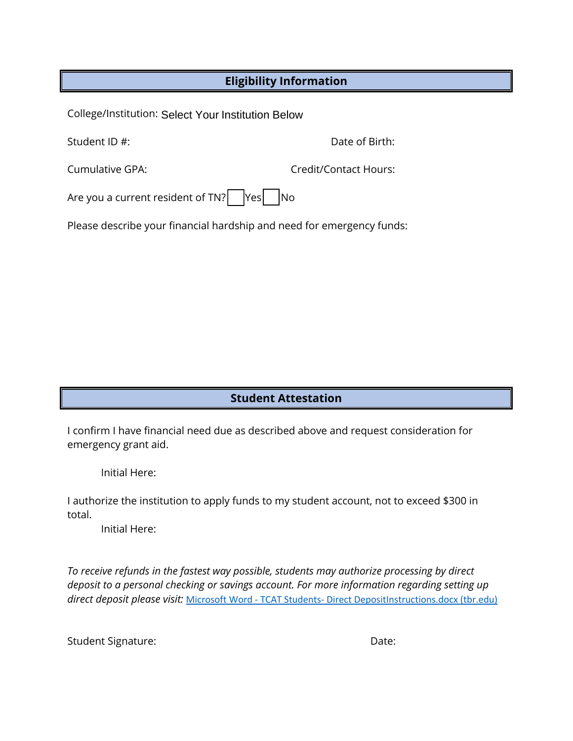## Eligibility Information

College/Institution: Select Your Institution Below

Student ID #: Date of Birth:

Cumulative GPA: Credit/Contact Hours:

Are you a current resident of TN? ☐ Yes ☐ No

Please describe your financial hardship and need for emergency funds:

## Student Attestation

I confirm I have financial need due as described above and request consideration for emergency grant aid.

Initial Here:

I authorize the institution to apply funds to my student account, not to exceed $300 in total.

Initial Here:

*To receive refunds in the fastest way possible, students may authorize processing by direct deposit to a personal checking or savings account. For more information regarding setting up direct deposit please visit:* [Microsoft Word - TCAT Students- Direct DepositInstructions.docx (tbr.edu)]

Student Signature: Date: